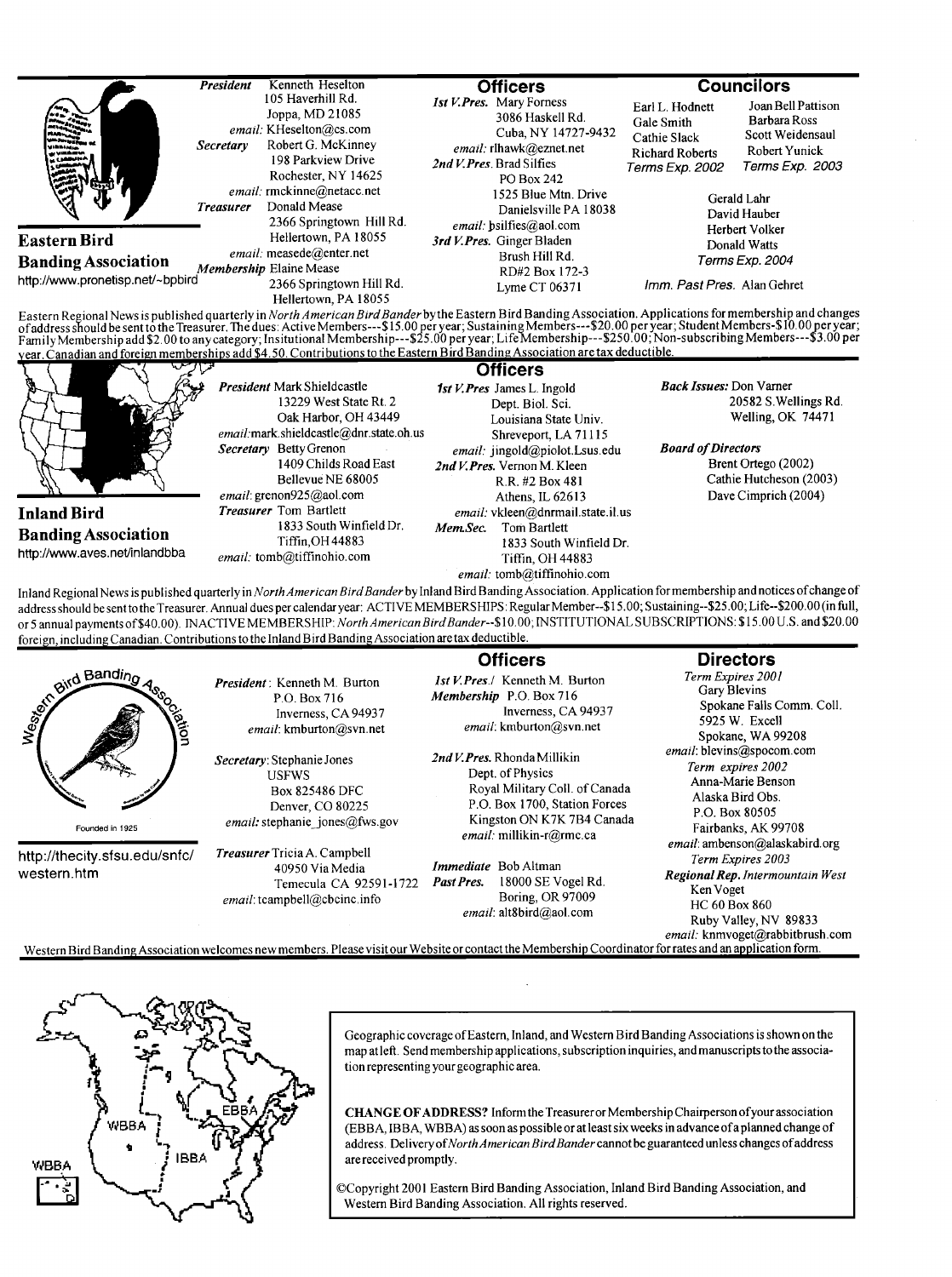## Eastern Bird Banding Association

http://www.pronetisp.net/~bpbird

**President** Kenneth Heselton
105 Haverhill Rd.
Joppa, MD 21085
*email:* KHeselton@cs.com

**Secretary** Robert G. McKinney
198 Parkview Drive
Rochester, NY 14625
*email:* rmckinne@netacc.net

**Treasurer** Donald Mease
2366 Springtown Hill Rd.
Hellertown, PA 18055
*email:* measede@enter.net

**Membership** Elaine Mease
2366 Springtown Hill Rd.
Hellertown, PA 18055

### Officers

**1st V.Pres.** Mary Forness
3086 Haskell Rd.
Cuba, NY 14727-9432
*email:* rlhawk@eznet.net

**2nd V.Pres.** Brad Silfies
PO Box 242
1525 Blue Mtn. Drive
Danielsville PA 18038
*email:* bsilfies@aol.com

**3rd V.Pres.** Ginger Bladen
Brush Hill Rd.
RD#2 Box 172-3
Lyme CT 06371

### Councilors

Earl L. Hodnett
Gale Smith
Cathie Slack
Richard Roberts
*Terms Exp. 2002*

Joan Bell Pattison
Barbara Ross
Scott Weidensaul
Robert Yunick
*Terms Exp. 2003*

Gerald Lahr
David Hauber
Herbert Volker
Donald Watts
*Terms Exp. 2004*

*Imm. Past Pres.* Alan Gehret

Eastern Regional News is published quarterly in *North American Bird Bander* by the Eastern Bird Banding Association. Applications for membership and changes of address should be sent to the Treasurer. The dues: Active Members---$15.00 per year; Sustaining Members---$20.00 per year; Student Members-$10.00 per year; Family Membership add $2.00 to any category; Insitutional Membership---$25.00 per year; Life Membership---$250.00; Non-subscribing Members---$3.00 per year. Canadian and foreign memberships add $4.50. Contributions to the Eastern Bird Banding Association are tax deductible.

## Inland Bird Banding Association

http://www.aves.net/inlandbba

### Officers

**President** Mark Shieldcastle
13229 West State Rt. 2
Oak Harbor, OH 43449
*email:* mark.shieldcastle@dnr.state.oh.us

**Secretary** Betty Grenon
1409 Childs Road East
Bellevue NE 68005
*email:* grenon925@aol.com

**Treasurer** Tom Bartlett
1833 South Winfield Dr.
Tiffin, OH 44883
*email:* tomb@tiffinohio.com

**1st V.Pres** James L. Ingold
Dept. Biol. Sci.
Louisiana State Univ.
Shreveport, LA 71115
*email:* jingold@piolot.Lsus.edu

**2nd V.Pres.** Vernon M. Kleen
R.R. #2 Box 481
Athens, IL 62613
*email:* vkleen@dnrmail.state.il.us

**Mem.Sec.** Tom Bartlett
1833 South Winfield Dr.
Tiffin, OH 44883
*email:* tomb@tiffinohio.com

**Back Issues:** Don Varner
20582 S. Wellings Rd.
Welling, OK 74471

**Board of Directors**
Brent Ortego (2002)
Cathie Hutcheson (2003)
Dave Cimprich (2004)

Inland Regional News is published quarterly in *North American Bird Bander* by Inland Bird Banding Association. Application for membership and notices of change of address should be sent to the Treasurer. Annual dues per calendar year: ACTIVE MEMBERSHIPS: Regular Member--$15.00; Sustaining--$25.00; Life--$200.00 (in full, or 5 annual payments of $40.00). INACTIVE MEMBERSHIP: *North American Bird Bander*--$10.00; INSTITUTIONAL SUBSCRIPTIONS: $15.00 U.S. and $20.00 foreign, including Canadian. Contributions to the Inland Bird Banding Association are tax deductible.

## Western Bird Banding Association

Founded in 1925

http://thecity.sfsu.edu/snfc/western.htm

### Officers

**President:** Kenneth M. Burton
P.O. Box 716
Inverness, CA 94937
*email:* kmburton@svn.net

**Secretary:** Stephanie Jones
USFWS
Box 825486 DFC
Denver, CO 80225
*email:* stephanie_jones@fws.gov

**Treasurer** Tricia A. Campbell
40950 Via Media
Temecula CA 92591-1722
*email:* tcampbell@cbcinc.info

**1st V.Pres./Membership** Kenneth M. Burton
P.O. Box 716
Inverness, CA 94937
*email:* kmburton@svn.net

**2nd V.Pres.** Rhonda Millikin
Dept. of Physics
Royal Military Coll. of Canada
P.O. Box 1700, Station Forces
Kingston ON K7K 7B4 Canada
*email:* millikin-r@rmc.ca

**Immediate Past Pres.** Bob Altman
18000 SE Vogel Rd.
Boring, OR 97009
*email:* alt8bird@aol.com

### Directors

*Term Expires 2001*
Gary Blevins
Spokane Falls Comm. Coll.
5925 W. Excell
Spokane, WA 99208
*email:* blevins@spocom.com

*Term expires 2002*
Anna-Marie Benson
Alaska Bird Obs.
P.O. Box 80505
Fairbanks, AK 99708
*email:* ambenson@alaskabird.org

*Term Expires 2003*
**Regional Rep. Intermountain West**
Ken Voget
HC 60 Box 860
Ruby Valley, NV 89833
*email:* knmvoget@rabbitbrush.com

Western Bird Banding Association welcomes new members. Please visit our Website or contact the Membership Coordinator for rates and an application form.

---

Geographic coverage of Eastern, Inland, and Western Bird Banding Associations is shown on the map at left. Send membership applications, subscription inquiries, and manuscripts to the association representing your geographic area.

**CHANGE OF ADDRESS?** Inform the Treasurer or Membership Chairperson of your association (EBBA, IBBA, WBBA) as soon as possible or at least six weeks in advance of a planned change of address. Delivery of *North American Bird Bander* cannot be guaranteed unless changes of address are received promptly.

©Copyright 2001 Eastern Bird Banding Association, Inland Bird Banding Association, and Western Bird Banding Association. All rights reserved.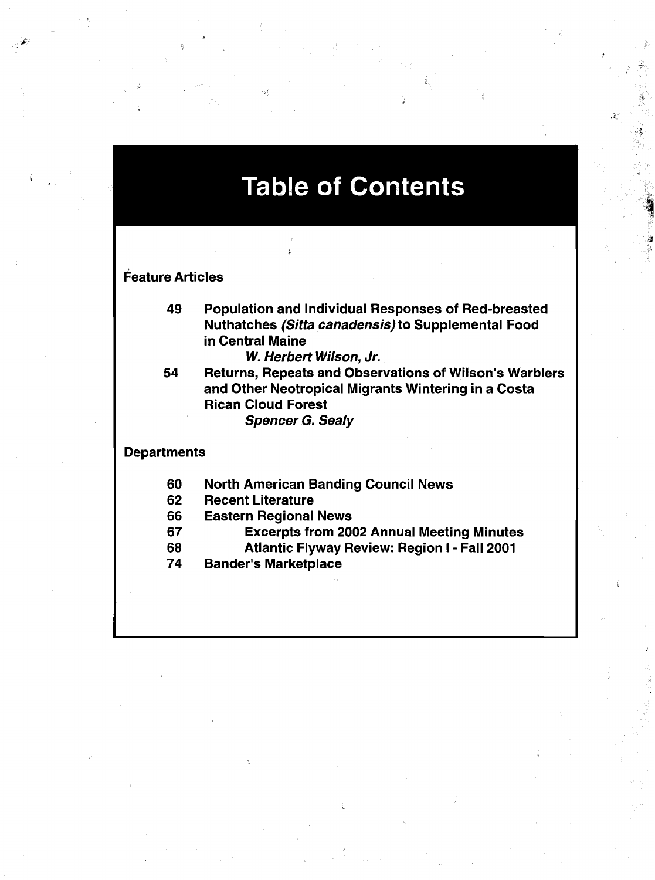# Table of Contents

## Feature Articles

49 **Population and Individual Responses of Red-breasted Nuthatches *(Sitta canadensis)* to Supplemental Food in Central Maine**
*W. Herbert Wilson, Jr.*

54 **Returns, Repeats and Observations of Wilson's Warblers and Other Neotropical Migrants Wintering in a Costa Rican Cloud Forest**
*Spencer G. Sealy*

## Departments

60 **North American Banding Council News**
62 **Recent Literature**
66 **Eastern Regional News**
67 **Excerpts from 2002 Annual Meeting Minutes**
68 **Atlantic Flyway Review: Region I - Fall 2001**
74 **Bander's Marketplace**